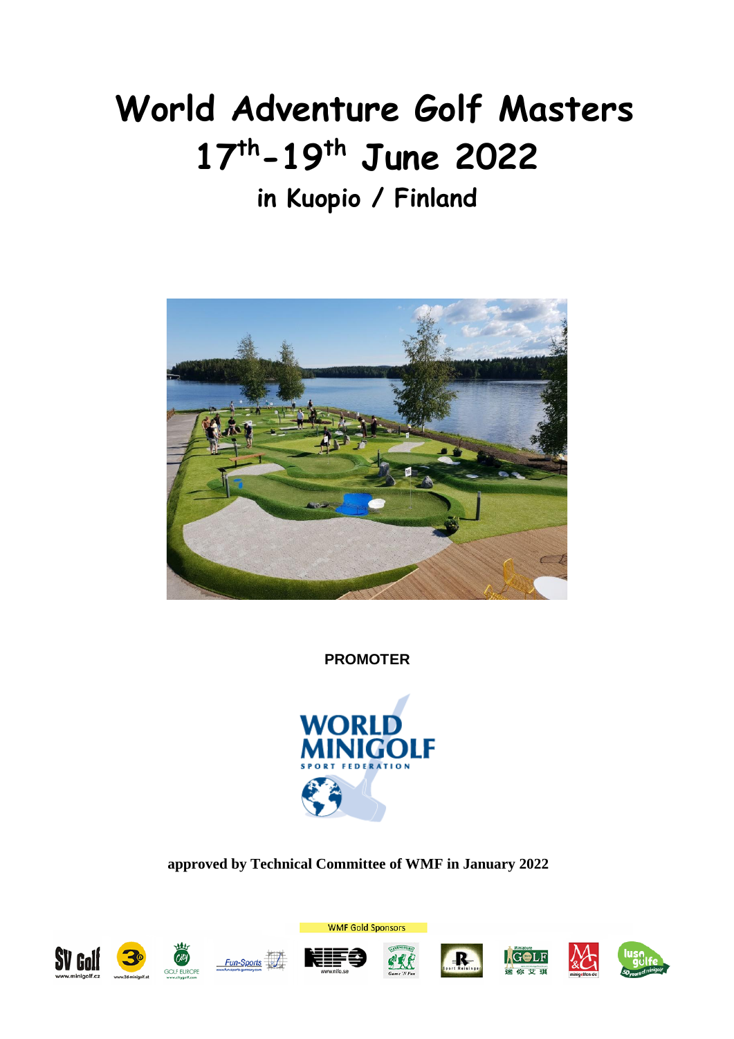# World Adventure Golf Masters

# 17th-19th June 2022

## in Kuopio / Finland

**PROMOTER**

**approved by Technical Committee of WMF in January 2022**

WMF Gold Sponsors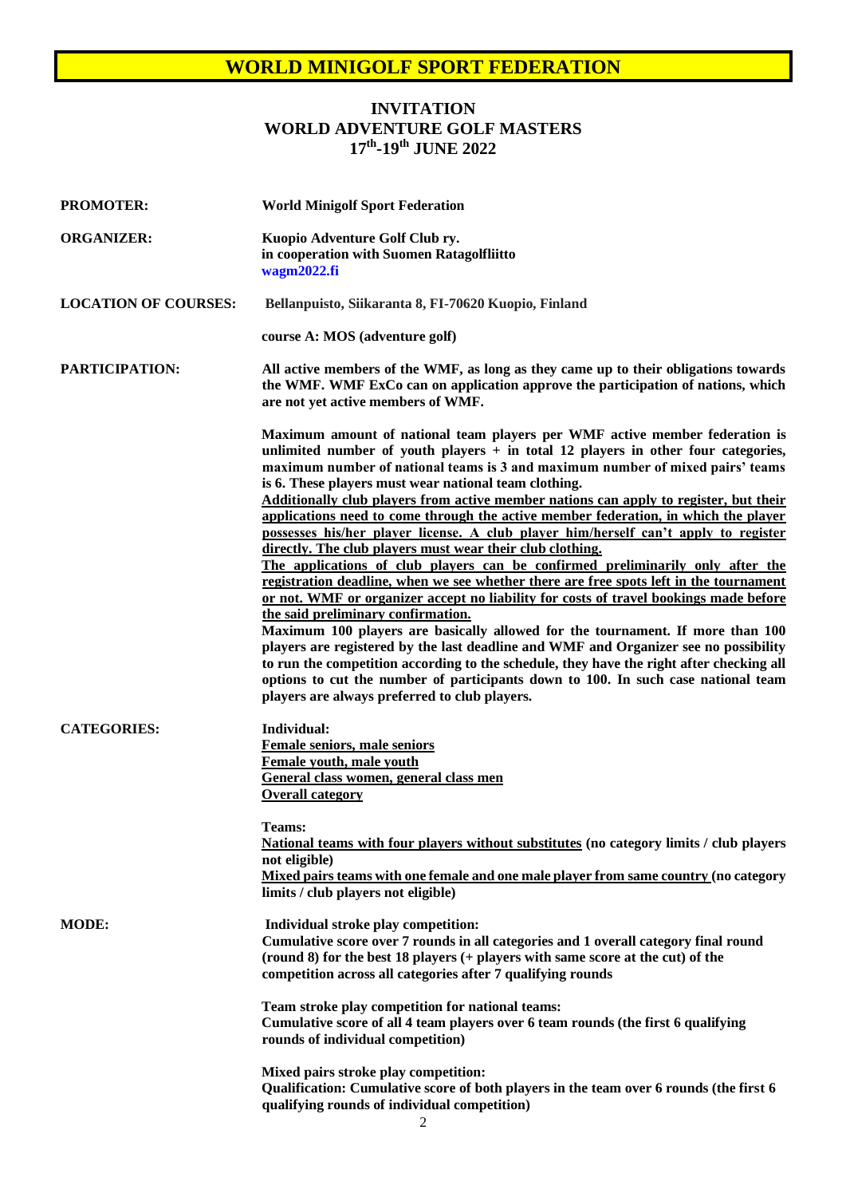# WORLD MINIGOLF SPORT FEDERATION

## INVITATION
## WORLD ADVENTURE GOLF MASTERS
## 17th-19th JUNE 2022

**PROMOTER:** **World Minigolf Sport Federation**

**ORGANIZER:** **Kuopio Adventure Golf Club ry.**
**in cooperation with Suomen Ratagolfliitto**
**wagm2022.fi**

**LOCATION OF COURSES:** **Bellanpuisto, Siikaranta 8, FI-70620 Kuopio, Finland**

**course A: MOS (adventure golf)**

**PARTICIPATION:** **All active members of the WMF, as long as they came up to their obligations towards the WMF. WMF ExCo can on application approve the participation of nations, which are not yet active members of WMF.**

**Maximum amount of national team players per WMF active member federation is unlimited number of youth players + in total 12 players in other four categories, maximum number of national teams is 3 and maximum number of mixed pairs' teams is 6. These players must wear national team clothing.**
**<u>Additionally club players from active member nations can apply to register, but their applications need to come through the active member federation, in which the player possesses his/her player license. A club player him/herself can't apply to register directly. The club players must wear their club clothing.</u>**
**<u>The applications of club players can be confirmed preliminarily only after the registration deadline, when we see whether there are free spots left in the tournament or not. WMF or organizer accept no liability for costs of travel bookings made before the said preliminary confirmation.</u>**
**Maximum 100 players are basically allowed for the tournament. If more than 100 players are registered by the last deadline and WMF and Organizer see no possibility to run the competition according to the schedule, they have the right after checking all options to cut the number of participants down to 100. In such case national team players are always preferred to club players.**

**CATEGORIES:** **Individual:**
**<u>Female seniors, male seniors</u>**
**<u>Female youth, male youth</u>**
**<u>General class women, general class men</u>**
**<u>Overall category</u>**

**Teams:**
**<u>National teams with four players without substitutes</u> (no category limits / club players not eligible)**
**<u>Mixed pairs teams with one female and one male player from same country</u> (no category limits / club players not eligible)**

**MODE:** **Individual stroke play competition:**
**Cumulative score over 7 rounds in all categories and 1 overall category final round (round 8) for the best 18 players (+ players with same score at the cut) of the competition across all categories after 7 qualifying rounds**

**Team stroke play competition for national teams:**
**Cumulative score of all 4 team players over 6 team rounds (the first 6 qualifying rounds of individual competition)**

**Mixed pairs stroke play competition:**
**Qualification: Cumulative score of both players in the team over 6 rounds (the first 6 qualifying rounds of individual competition)**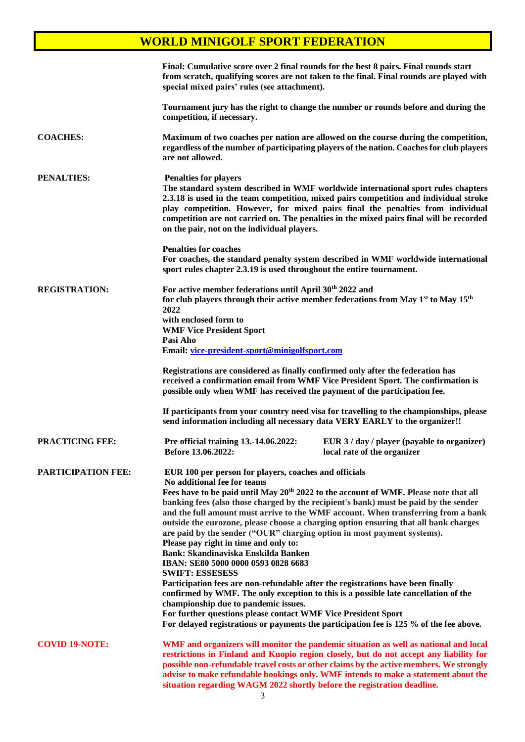**Final: Cumulative score over 2 final rounds for the best 8 pairs. Final rounds start from scratch, qualifying scores are not taken to the final. Final rounds are played with special mixed pairs' rules (see attachment).**

**Tournament jury has the right to change the number or rounds before and during the competition, if necessary.**

**COACHES:**

**Maximum of two coaches per nation are allowed on the course during the competition, regardless of the number of participating players of the nation. Coaches for club players are not allowed.**

**PENALTIES:**

**Penalties for players**
**The standard system described in WMF worldwide international sport rules chapters 2.3.18 is used in the team competition, mixed pairs competition and individual stroke play competition. However, for mixed pairs final the penalties from individual competition are not carried on. The penalties in the mixed pairs final will be recorded on the pair, not on the individual players.**

**Penalties for coaches**
**For coaches, the standard penalty system described in WMF worldwide international sport rules chapter 2.3.19 is used throughout the entire tournament.**

**REGISTRATION:**

**For active member federations until April 30th 2022 and**
**for club players through their active member federations from May 1st to May 15th 2022**
**with enclosed form to**
**WMF Vice President Sport**
**Pasi Aho**
**Email: vice-president-sport@minigolfsport.com**

**Registrations are considered as finally confirmed only after the federation has received a confirmation email from WMF Vice President Sport. The confirmation is possible only when WMF has received the payment of the participation fee.**

**If participants from your country need visa for travelling to the championships, please send information including all necessary data VERY EARLY to the organizer!!**

**PRACTICING FEE:**

| | |
|---|---|
| **Pre official training 13.-14.06.2022:** | **EUR 3 / day / player (payable to organizer)** |
| **Before 13.06.2022:** | **local rate of the organizer** |

**PARTICIPATION FEE:**

**EUR 100 per person for players, coaches and officials**
**No additional fee for teams**
**Fees have to be paid until May 20th 2022 to the account of WMF. Please note that all banking fees (also those charged by the recipient's bank) must be paid by the sender and the full amount must arrive to the WMF account. When transferring from a bank outside the eurozone, please choose a charging option ensuring that all bank charges are paid by the sender ("OUR" charging option in most payment systems).**
**Please pay right in time and only to:**
**Bank: Skandinaviska Enskilda Banken**
**IBAN: SE80 5000 0000 0593 0828 6683**
**SWIFT: ESSESESS**
**Participation fees are non-refundable after the registrations have been finally confirmed by WMF. The only exception to this is a possible late cancellation of the championship due to pandemic issues.**
**For further questions please contact WMF Vice President Sport**
**For delayed registrations or payments the participation fee is 125 % of the fee above.**

**COVID 19-NOTE:**

**WMF and organizers will monitor the pandemic situation as well as national and local restrictions in Finland and Kuopio region closely, but do not accept any liability for possible non-refundable travel costs or other claims by the active members. We strongly advise to make refundable bookings only. WMF intends to make a statement about the situation regarding WAGM 2022 shortly before the registration deadline.**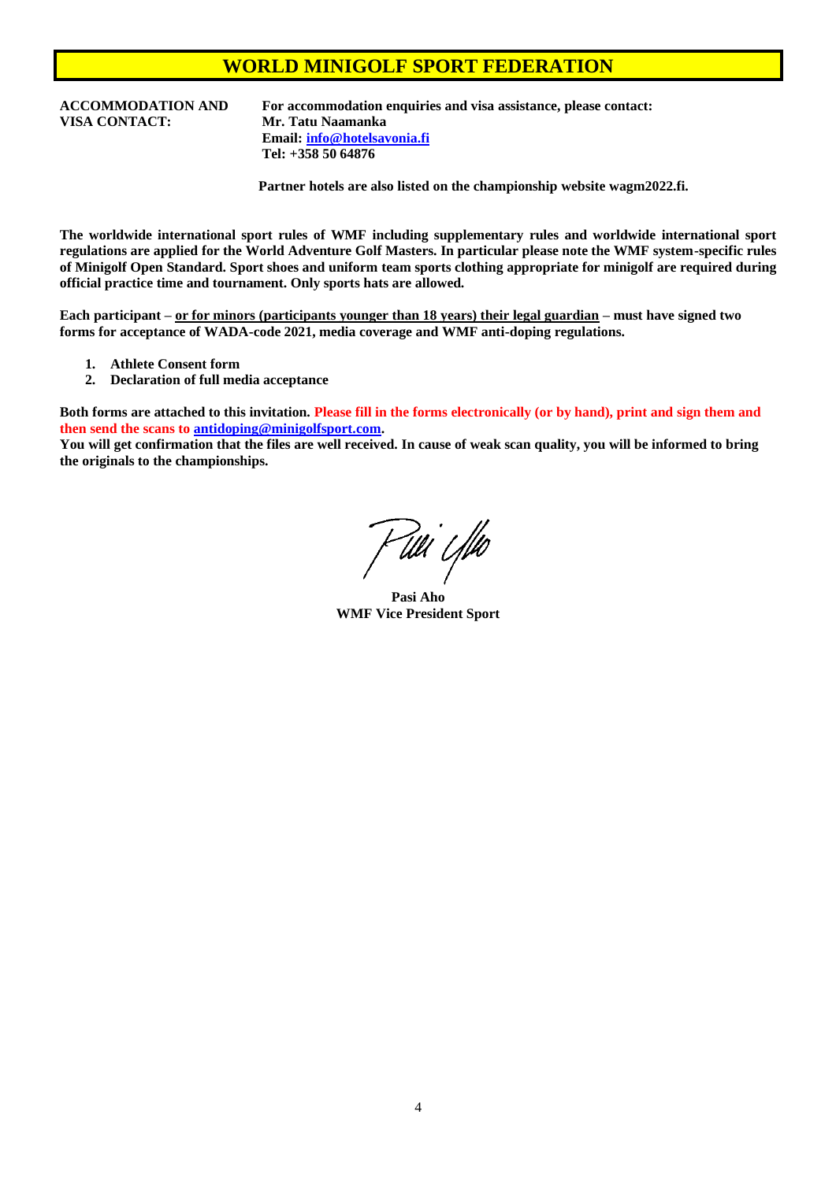# WORLD MINIGOLF SPORT FEDERATION

**ACCOMMODATION AND VISA CONTACT:**

**For accommodation enquiries and visa assistance, please contact:**
**Mr. Tatu Naamanka**
**Email: info@hotelsavonia.fi**
**Tel: +358 50 64876**

**Partner hotels are also listed on the championship website wagm2022.fi.**

**The worldwide international sport rules of WMF including supplementary rules and worldwide international sport regulations are applied for the World Adventure Golf Masters. In particular please note the WMF system-specific rules of Minigolf Open Standard. Sport shoes and uniform team sports clothing appropriate for minigolf are required during official practice time and tournament. Only sports hats are allowed.**

**Each participant – or for minors (participants younger than 18 years) their legal guardian – must have signed two forms for acceptance of WADA-code 2021, media coverage and WMF anti-doping regulations.**

1. **Athlete Consent form**
2. **Declaration of full media acceptance**

**Both forms are attached to this invitation. Please fill in the forms electronically (or by hand), print and sign them and then send the scans to antidoping@minigolfsport.com.**
**You will get confirmation that the files are well received. In cause of weak scan quality, you will be informed to bring the originals to the championships.**

**Pasi Aho**
**WMF Vice President Sport**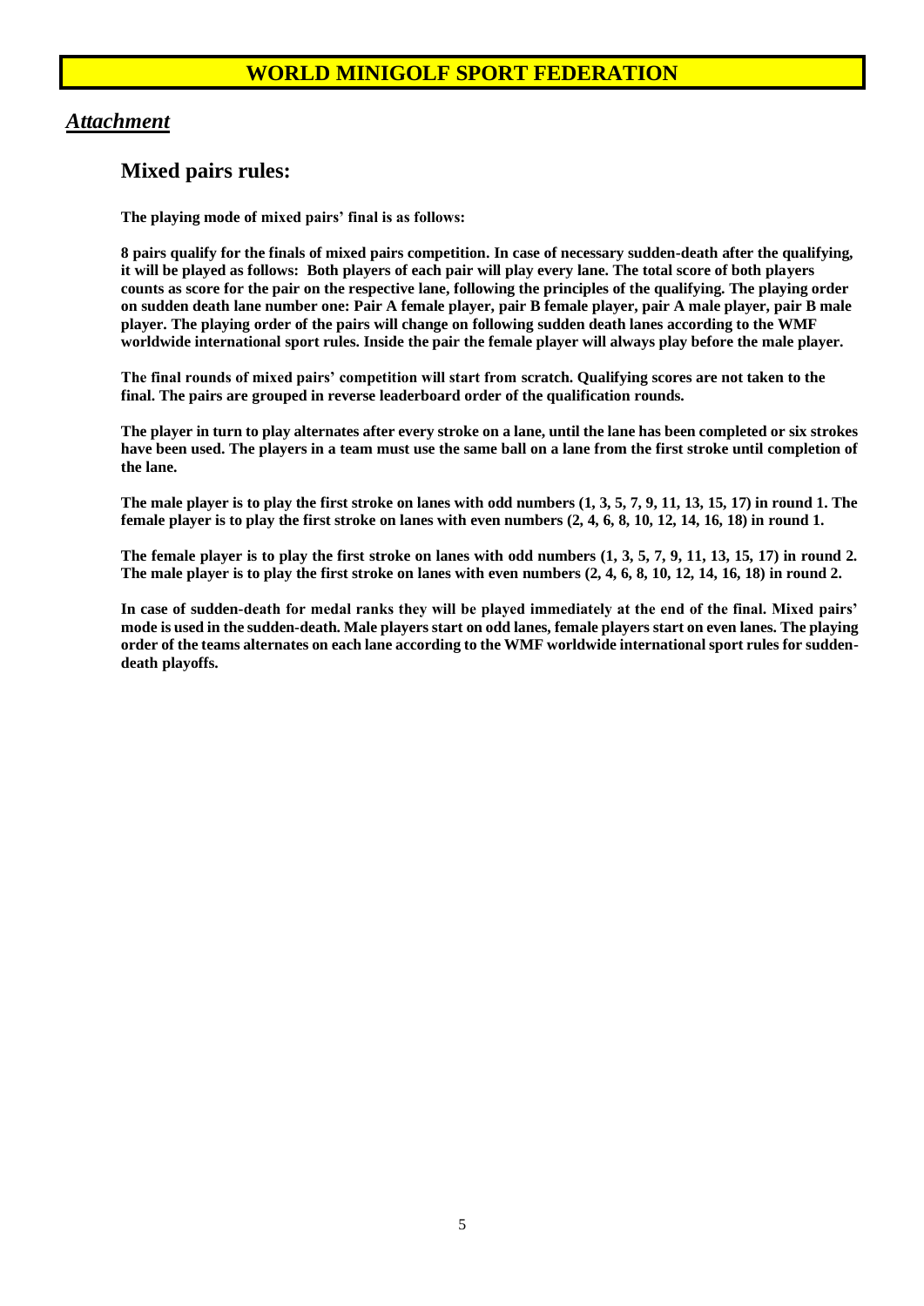# WORLD MINIGOLF SPORT FEDERATION

## *Attachment*

### Mixed pairs rules:

**The playing mode of mixed pairs' final is as follows:**

**8 pairs qualify for the finals of mixed pairs competition. In case of necessary sudden-death after the qualifying, it will be played as follows: Both players of each pair will play every lane. The total score of both players counts as score for the pair on the respective lane, following the principles of the qualifying. The playing order on sudden death lane number one: Pair A female player, pair B female player, pair A male player, pair B male player. The playing order of the pairs will change on following sudden death lanes according to the WMF worldwide international sport rules. Inside the pair the female player will always play before the male player.**

**The final rounds of mixed pairs' competition will start from scratch. Qualifying scores are not taken to the final. The pairs are grouped in reverse leaderboard order of the qualification rounds.**

**The player in turn to play alternates after every stroke on a lane, until the lane has been completed or six strokes have been used. The players in a team must use the same ball on a lane from the first stroke until completion of the lane.**

**The male player is to play the first stroke on lanes with odd numbers (1, 3, 5, 7, 9, 11, 13, 15, 17) in round 1. The female player is to play the first stroke on lanes with even numbers (2, 4, 6, 8, 10, 12, 14, 16, 18) in round 1.**

**The female player is to play the first stroke on lanes with odd numbers (1, 3, 5, 7, 9, 11, 13, 15, 17) in round 2. The male player is to play the first stroke on lanes with even numbers (2, 4, 6, 8, 10, 12, 14, 16, 18) in round 2.**

**In case of sudden-death for medal ranks they will be played immediately at the end of the final. Mixed pairs' mode is used in the sudden-death. Male players start on odd lanes, female players start on even lanes. The playing order of the teams alternates on each lane according to the WMF worldwide international sport rules for sudden-death playoffs.**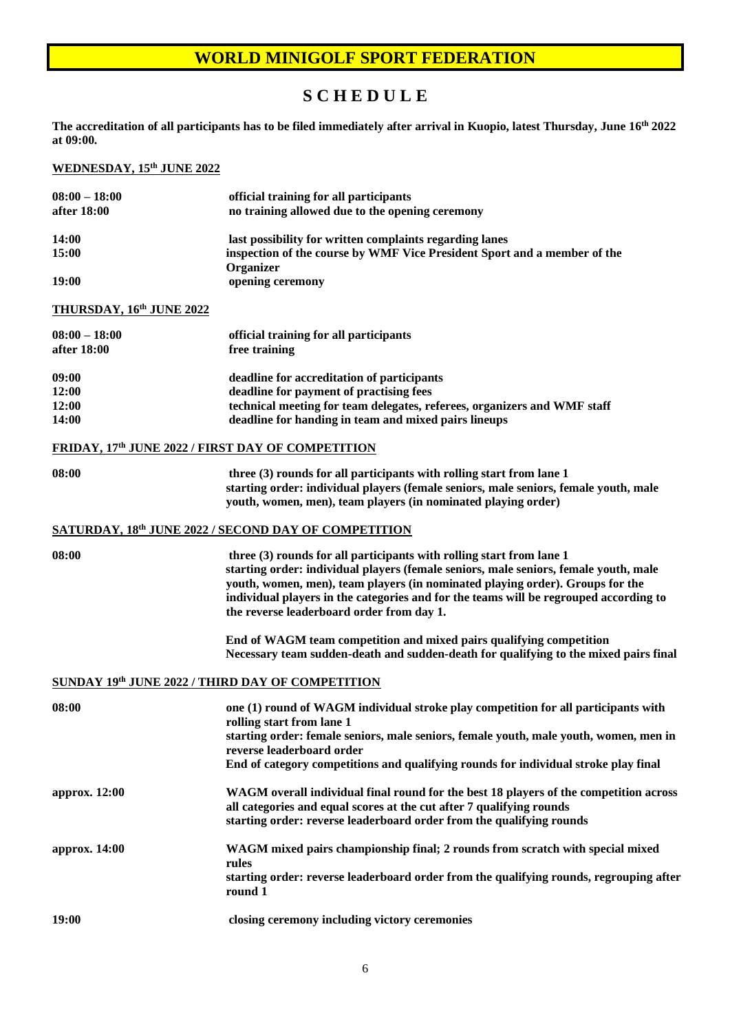# WORLD MINIGOLF SPORT FEDERATION

## S C H E D U L E

**The accreditation of all participants has to be filed immediately after arrival in Kuopio, latest Thursday, June 16th 2022 at 09:00.**

### WEDNESDAY, 15th JUNE 2022

| | |
|---|---|
| **08:00 – 18:00** | **official training for all participants** |
| **after 18:00** | **no training allowed due to the opening ceremony** |
| **14:00** | **last possibility for written complaints regarding lanes** |
| **15:00** | **inspection of the course by WMF Vice President Sport and a member of the Organizer** |
| **19:00** | **opening ceremony** |

### THURSDAY, 16th JUNE 2022

| | |
|---|---|
| **08:00 – 18:00** | **official training for all participants** |
| **after 18:00** | **free training** |
| **09:00** | **deadline for accreditation of participants** |
| **12:00** | **deadline for payment of practising fees** |
| **12:00** | **technical meeting for team delegates, referees, organizers and WMF staff** |
| **14:00** | **deadline for handing in team and mixed pairs lineups** |

### FRIDAY, 17th JUNE 2022 / FIRST DAY OF COMPETITION

| | |
|---|---|
| **08:00** | **three (3) rounds for all participants with rolling start from lane 1 starting order: individual players (female seniors, male seniors, female youth, male youth, women, men), team players (in nominated playing order)** |

### SATURDAY, 18th JUNE 2022 / SECOND DAY OF COMPETITION

| | |
|---|---|
| **08:00** | **three (3) rounds for all participants with rolling start from lane 1 starting order: individual players (female seniors, male seniors, female youth, male youth, women, men), team players (in nominated playing order). Groups for the individual players in the categories and for the teams will be regrouped according to the reverse leaderboard order from day 1.** |
| | **End of WAGM team competition and mixed pairs qualifying competition Necessary team sudden-death and sudden-death for qualifying to the mixed pairs final** |

### SUNDAY 19th JUNE 2022 / THIRD DAY OF COMPETITION

| | |
|---|---|
| **08:00** | **one (1) round of WAGM individual stroke play competition for all participants with rolling start from lane 1 starting order: female seniors, male seniors, female youth, male youth, women, men in reverse leaderboard order End of category competitions and qualifying rounds for individual stroke play final** |
| **approx. 12:00** | **WAGM overall individual final round for the best 18 players of the competition across all categories and equal scores at the cut after 7 qualifying rounds starting order: reverse leaderboard order from the qualifying rounds** |
| **approx. 14:00** | **WAGM mixed pairs championship final; 2 rounds from scratch with special mixed rules starting order: reverse leaderboard order from the qualifying rounds, regrouping after round 1** |
| **19:00** | **closing ceremony including victory ceremonies** |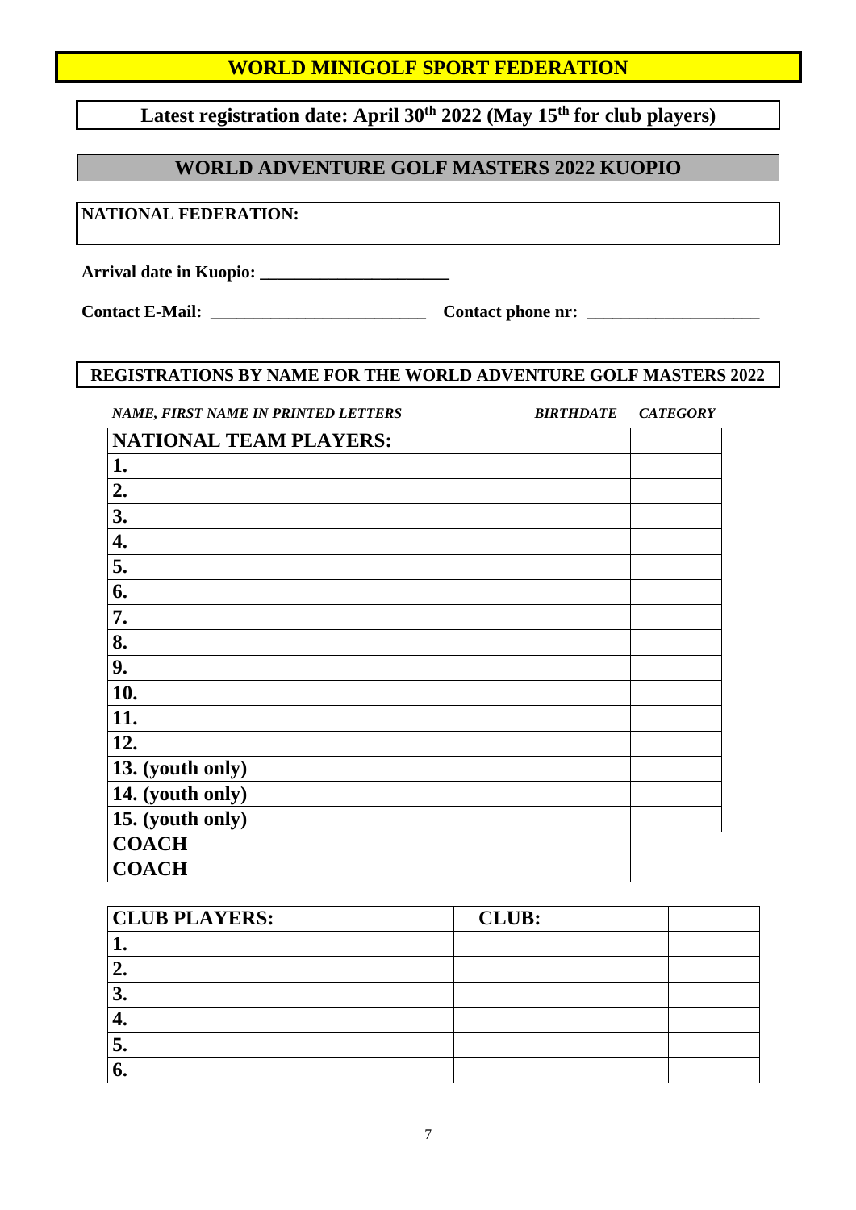# WORLD MINIGOLF SPORT FEDERATION

**Latest registration date: April 30th 2022 (May 15th for club players)**

## WORLD ADVENTURE GOLF MASTERS 2022 KUOPIO

**NATIONAL FEDERATION:**

**Arrival date in Kuopio:** ______________________

**Contact E-Mail:** _________________________ **Contact phone nr:** ____________________

**REGISTRATIONS BY NAME FOR THE WORLD ADVENTURE GOLF MASTERS 2022**

| *NAME, FIRST NAME IN PRINTED LETTERS* | *BIRTHDATE* | *CATEGORY* |
|---|---|---|
| **NATIONAL TEAM PLAYERS:** | | |
| **1.** | | |
| **2.** | | |
| **3.** | | |
| **4.** | | |
| **5.** | | |
| **6.** | | |
| **7.** | | |
| **8.** | | |
| **9.** | | |
| **10.** | | |
| **11.** | | |
| **12.** | | |
| **13. (youth only)** | | |
| **14. (youth only)** | | |
| **15. (youth only)** | | |
| **COACH** | | |
| **COACH** | | |

| **CLUB PLAYERS:** | **CLUB:** | | |
|---|---|---|---|
| **1.** | | | |
| **2.** | | | |
| **3.** | | | |
| **4.** | | | |
| **5.** | | | |
| **6.** | | | |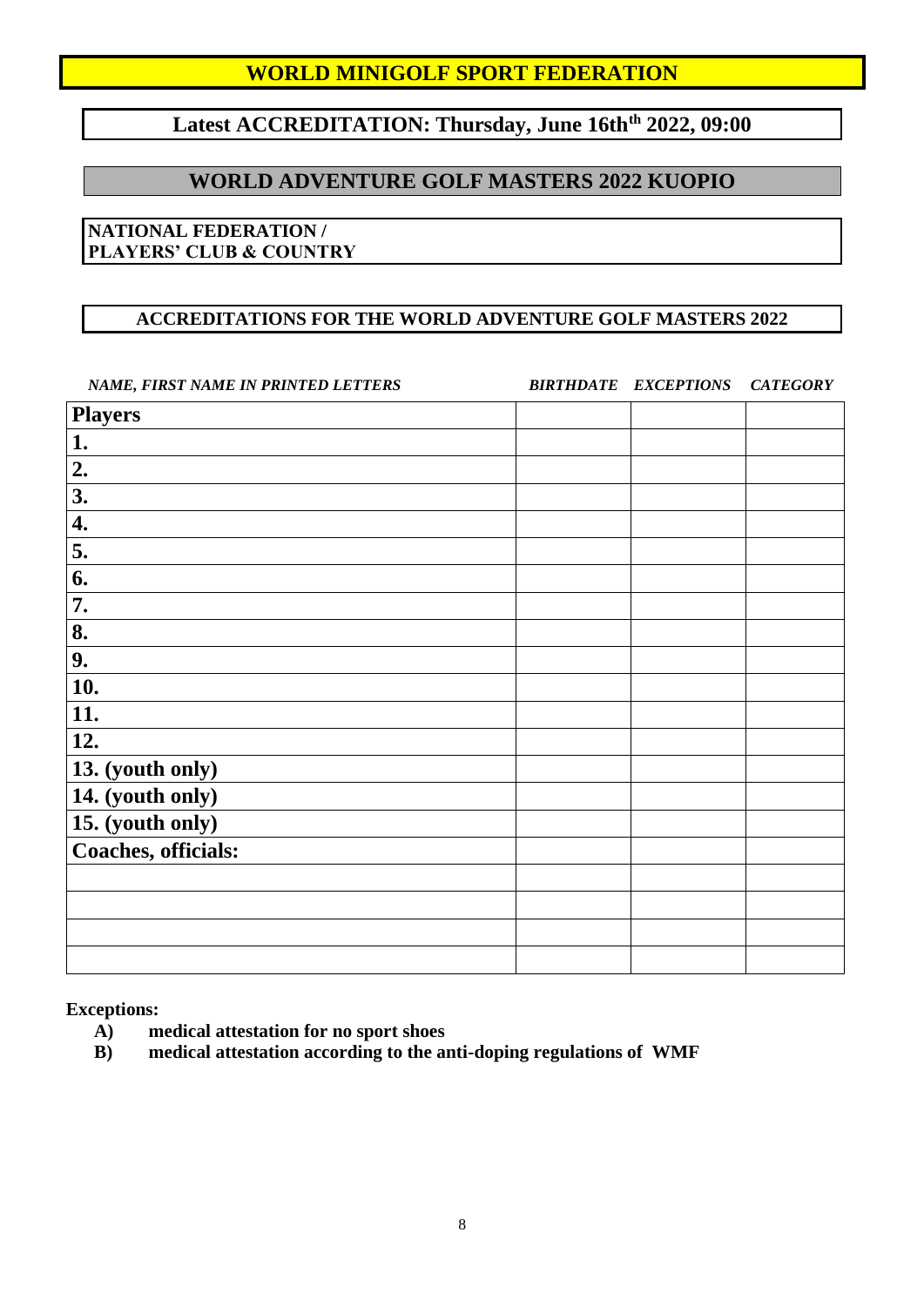# WORLD MINIGOLF SPORT FEDERATION

## Latest ACCREDITATION: Thursday, June 16th[th] 2022, 09:00

## WORLD ADVENTURE GOLF MASTERS 2022 KUOPIO

**NATIONAL FEDERATION /**
**PLAYERS' CLUB & COUNTRY**

### ACCREDITATIONS FOR THE WORLD ADVENTURE GOLF MASTERS 2022

| *NAME, FIRST NAME IN PRINTED LETTERS* | *BIRTHDATE* | *EXCEPTIONS* | *CATEGORY* |
|---|---|---|---|
| **Players** | | | |
| **1.** | | | |
| **2.** | | | |
| **3.** | | | |
| **4.** | | | |
| **5.** | | | |
| **6.** | | | |
| **7.** | | | |
| **8.** | | | |
| **9.** | | | |
| **10.** | | | |
| **11.** | | | |
| **12.** | | | |
| **13. (youth only)** | | | |
| **14. (youth only)** | | | |
| **15. (youth only)** | | | |
| **Coaches, officials:** | | | |
| | | | |
| | | | |
| | | | |
| | | | |

**Exceptions:**

- **A)** **medical attestation for no sport shoes**
- **B)** **medical attestation according to the anti-doping regulations of WMF**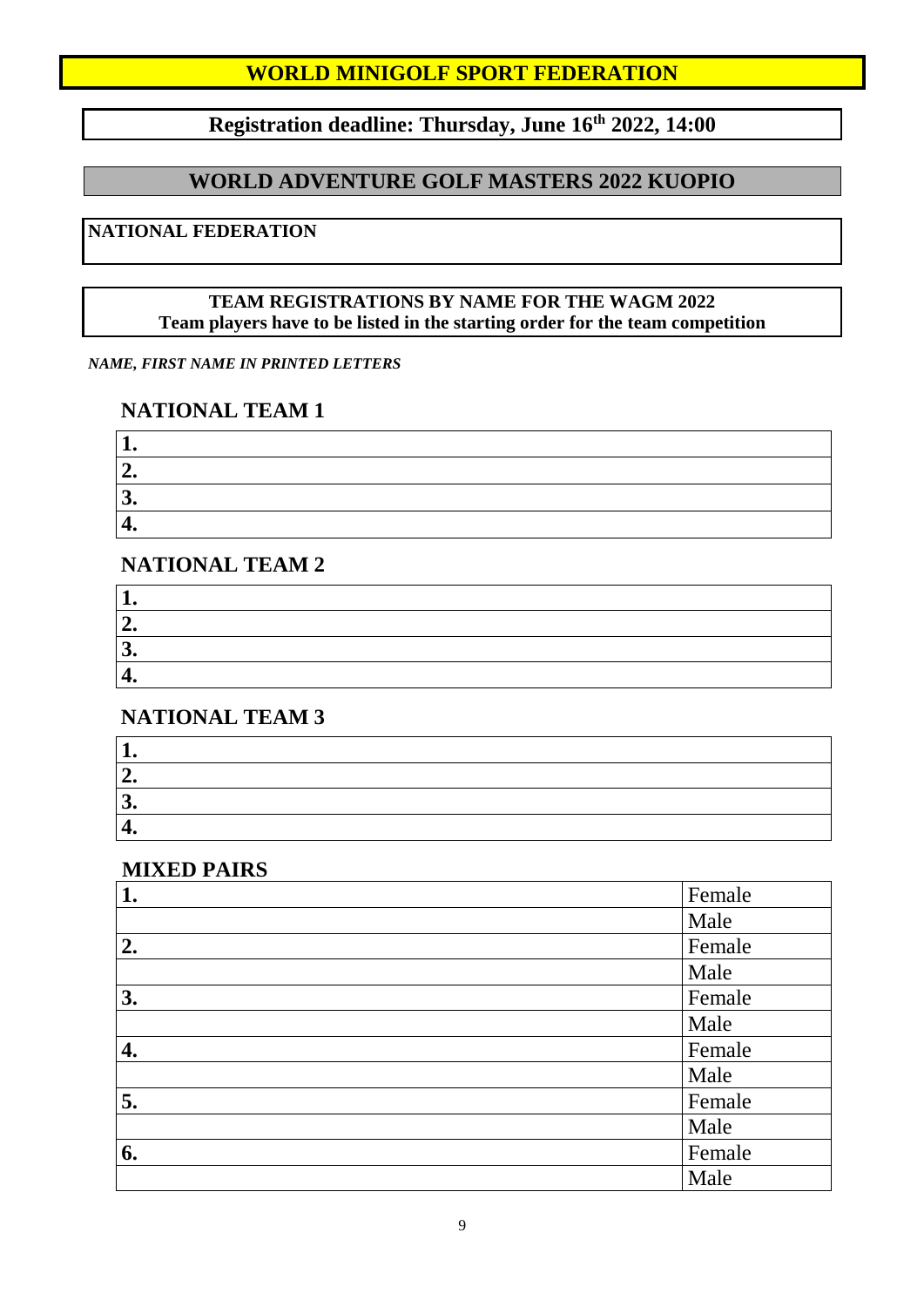# WORLD MINIGOLF SPORT FEDERATION

**Registration deadline: Thursday, June 16th 2022, 14:00**

## WORLD ADVENTURE GOLF MASTERS 2022 KUOPIO

**NATIONAL FEDERATION**

**TEAM REGISTRATIONS BY NAME FOR THE WAGM 2022**
**Team players have to be listed in the starting order for the team competition**

***NAME, FIRST NAME IN PRINTED LETTERS***

### NATIONAL TEAM 1

| |
|---|
| **1.** |
| **2.** |
| **3.** |
| **4.** |

### NATIONAL TEAM 2

| |
|---|
| **1.** |
| **2.** |
| **3.** |
| **4.** |

### NATIONAL TEAM 3

| |
|---|
| **1.** |
| **2.** |
| **3.** |
| **4.** |

### MIXED PAIRS

| | |
|---|---|
| **1.** | Female |
| | Male |
| **2.** | Female |
| | Male |
| **3.** | Female |
| | Male |
| **4.** | Female |
| | Male |
| **5.** | Female |
| | Male |
| **6.** | Female |
| | Male |